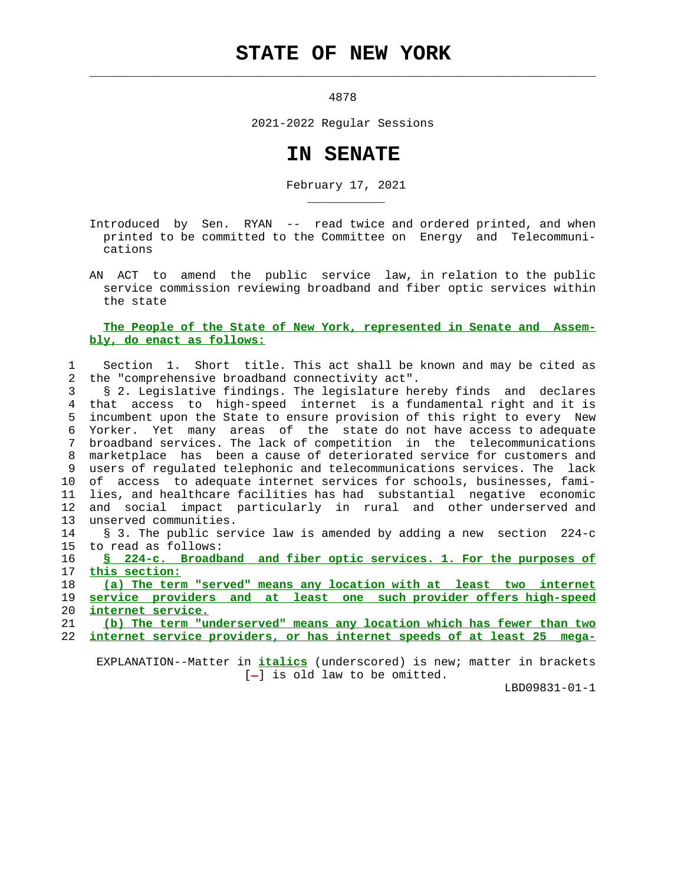# STATE OF NEW YORK

4878

2021-2022 Regular Sessions

# IN SENATE

February 17, 2021

Introduced by Sen. RYAN -- read twice and ordered printed, and when printed to be committed to the Committee on Energy and Telecommunications

AN ACT to amend the public service law, in relation to the public service commission reviewing broadband and fiber optic services within the state

**The People of the State of New York, represented in Senate and Assembly, do enact as follows:**

Section 1. Short title. This act shall be known and may be cited as the "comprehensive broadband connectivity act".

§ 2. Legislative findings. The legislature hereby finds and declares that access to high-speed internet is a fundamental right and it is incumbent upon the State to ensure provision of this right to every New Yorker. Yet many areas of the state do not have access to adequate broadband services. The lack of competition in the telecommunications marketplace has been a cause of deteriorated service for customers and users of regulated telephonic and telecommunications services. The lack of access to adequate internet services for schools, businesses, families, and healthcare facilities has had substantial negative economic and social impact particularly in rural and other underserved and unserved communities.

§ 3. The public service law is amended by adding a new section 224-c to read as follows:

_§ 224-c. Broadband and fiber optic services. 1. For the purposes of this section:_

_(a) The term "served" means any location with at least two internet service providers and at least one such provider offers high-speed internet service._

_(b) The term "underserved" means any location which has fewer than two internet service providers, or has internet speeds of at least 25 mega-_

EXPLANATION--Matter in _italics_ (underscored) is new; matter in brackets [-] is old law to be omitted.

LBD09831-01-1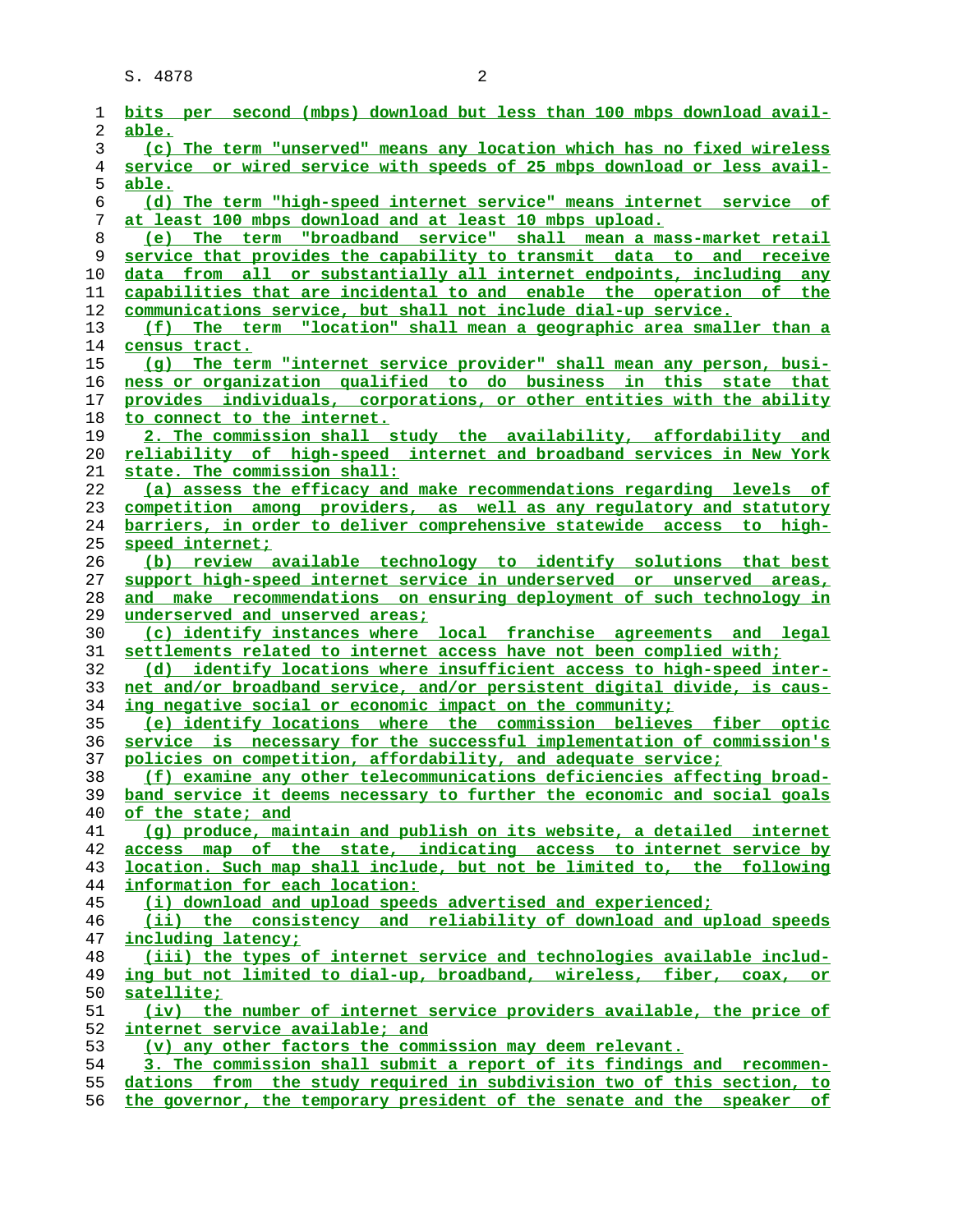bits per second (mbps) download but less than 100 mbps download available.

(c) The term "unserved" means any location which has no fixed wireless service or wired service with speeds of 25 mbps download or less available.

(d) The term "high-speed internet service" means internet service of at least 100 mbps download and at least 10 mbps upload.

(e) The term "broadband service" shall mean a mass-market retail service that provides the capability to transmit data to and receive data from all or substantially all internet endpoints, including any capabilities that are incidental to and enable the operation of the communications service, but shall not include dial-up service.

(f) The term "location" shall mean a geographic area smaller than a census tract.

(g) The term "internet service provider" shall mean any person, business or organization qualified to do business in this state that provides individuals, corporations, or other entities with the ability to connect to the internet.

2. The commission shall study the availability, affordability and reliability of high-speed internet and broadband services in New York state. The commission shall:

(a) assess the efficacy and make recommendations regarding levels of competition among providers, as well as any regulatory and statutory barriers, in order to deliver comprehensive statewide access to high-speed internet;

(b) review available technology to identify solutions that best support high-speed internet service in underserved or unserved areas, and make recommendations on ensuring deployment of such technology in underserved and unserved areas;

(c) identify instances where local franchise agreements and legal settlements related to internet access have not been complied with;

(d) identify locations where insufficient access to high-speed internet and/or broadband service, and/or persistent digital divide, is causing negative social or economic impact on the community;

(e) identify locations where the commission believes fiber optic service is necessary for the successful implementation of commission's policies on competition, affordability, and adequate service;

(f) examine any other telecommunications deficiencies affecting broadband service it deems necessary to further the economic and social goals of the state; and

(g) produce, maintain and publish on its website, a detailed internet access map of the state, indicating access to internet service by location. Such map shall include, but not be limited to, the following information for each location:

(i) download and upload speeds advertised and experienced;

(ii) the consistency and reliability of download and upload speeds including latency;

(iii) the types of internet service and technologies available including but not limited to dial-up, broadband, wireless, fiber, coax, or satellite;

(iv) the number of internet service providers available, the price of internet service available; and

(v) any other factors the commission may deem relevant.

3. The commission shall submit a report of its findings and recommendations from the study required in subdivision two of this section, to the governor, the temporary president of the senate and the speaker of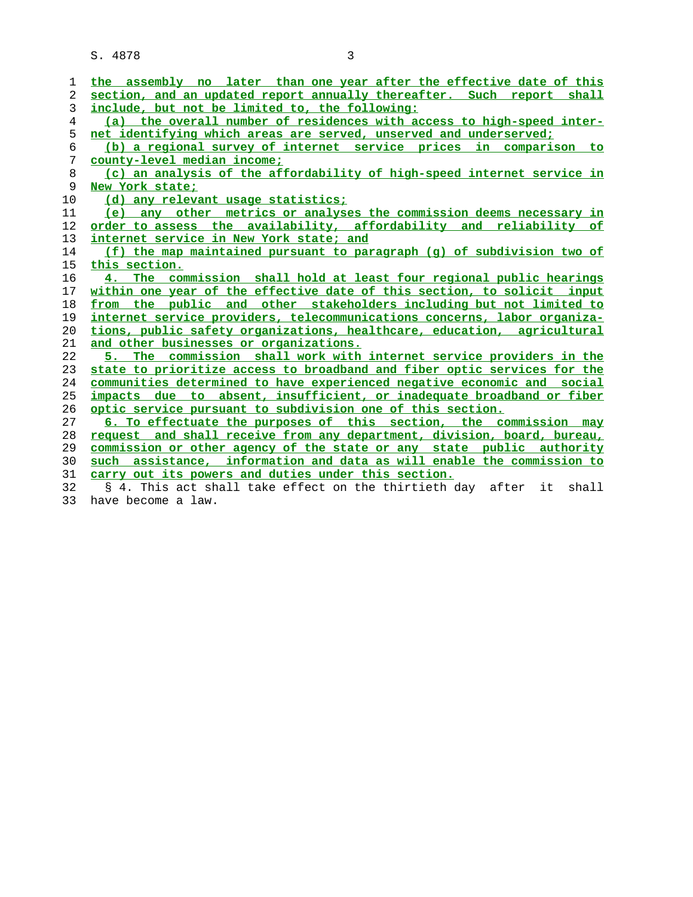the assembly no later than one year after the effective date of this section, and an updated report annually thereafter. Such report shall include, but not be limited to, the following:

(a) the overall number of residences with access to high-speed internet identifying which areas are served, unserved and underserved;

(b) a regional survey of internet service prices in comparison to county-level median income;

(c) an analysis of the affordability of high-speed internet service in New York state;

(d) any relevant usage statistics;

(e) any other metrics or analyses the commission deems necessary in order to assess the availability, affordability and reliability of internet service in New York state; and

(f) the map maintained pursuant to paragraph (g) of subdivision two of this section.

4. The commission shall hold at least four regional public hearings within one year of the effective date of this section, to solicit input from the public and other stakeholders including but not limited to internet service providers, telecommunications concerns, labor organizations, public safety organizations, healthcare, education, agricultural and other businesses or organizations.

5. The commission shall work with internet service providers in the state to prioritize access to broadband and fiber optic services for the communities determined to have experienced negative economic and social impacts due to absent, insufficient, or inadequate broadband or fiber optic service pursuant to subdivision one of this section.

6. To effectuate the purposes of this section, the commission may request and shall receive from any department, division, board, bureau, commission or other agency of the state or any state public authority such assistance, information and data as will enable the commission to carry out its powers and duties under this section.

§ 4. This act shall take effect on the thirtieth day after it shall have become a law.